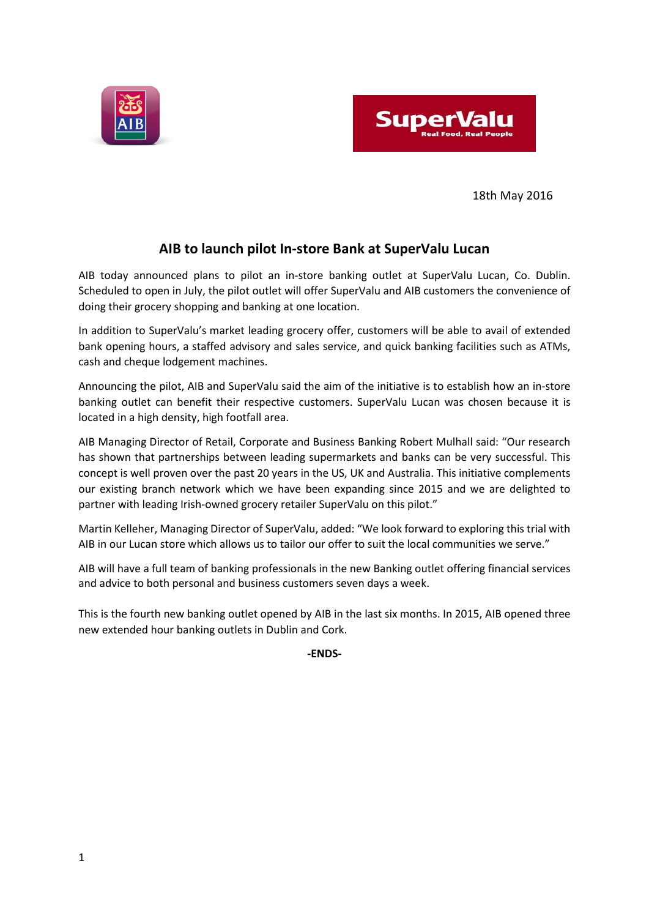18th May 2016

## AIB to launch pilot In-store Bank at SuperValu Lucan

AIB today announced plans to pilot an in-store banking outlet at SuperValu Lucan, Co. Dublin. Scheduled to open in July, the pilot outlet will offer SuperValu and AIB customers the convenience of doing their grocery shopping and banking at one location.

In addition to SuperValu's market leading grocery offer, customers will be able to avail of extended bank opening hours, a staffed advisory and sales service, and quick banking facilities such as ATMs, cash and cheque lodgement machines.

Announcing the pilot, AIB and SuperValu said the aim of the initiative is to establish how an in-store banking outlet can benefit their respective customers. SuperValu Lucan was chosen because it is located in a high density, high footfall area.

AIB Managing Director of Retail, Corporate and Business Banking Robert Mulhall said: "Our research has shown that partnerships between leading supermarkets and banks can be very successful. This concept is well proven over the past 20 years in the US, UK and Australia. This initiative complements our existing branch network which we have been expanding since 2015 and we are delighted to partner with leading Irish-owned grocery retailer SuperValu on this pilot."

Martin Kelleher, Managing Director of SuperValu, added: "We look forward to exploring this trial with AIB in our Lucan store which allows us to tailor our offer to suit the local communities we serve."

AIB will have a full team of banking professionals in the new Banking outlet offering financial services and advice to both personal and business customers seven days a week.

This is the fourth new banking outlet opened by AIB in the last six months. In 2015, AIB opened three new extended hour banking outlets in Dublin and Cork.

**-ENDS-**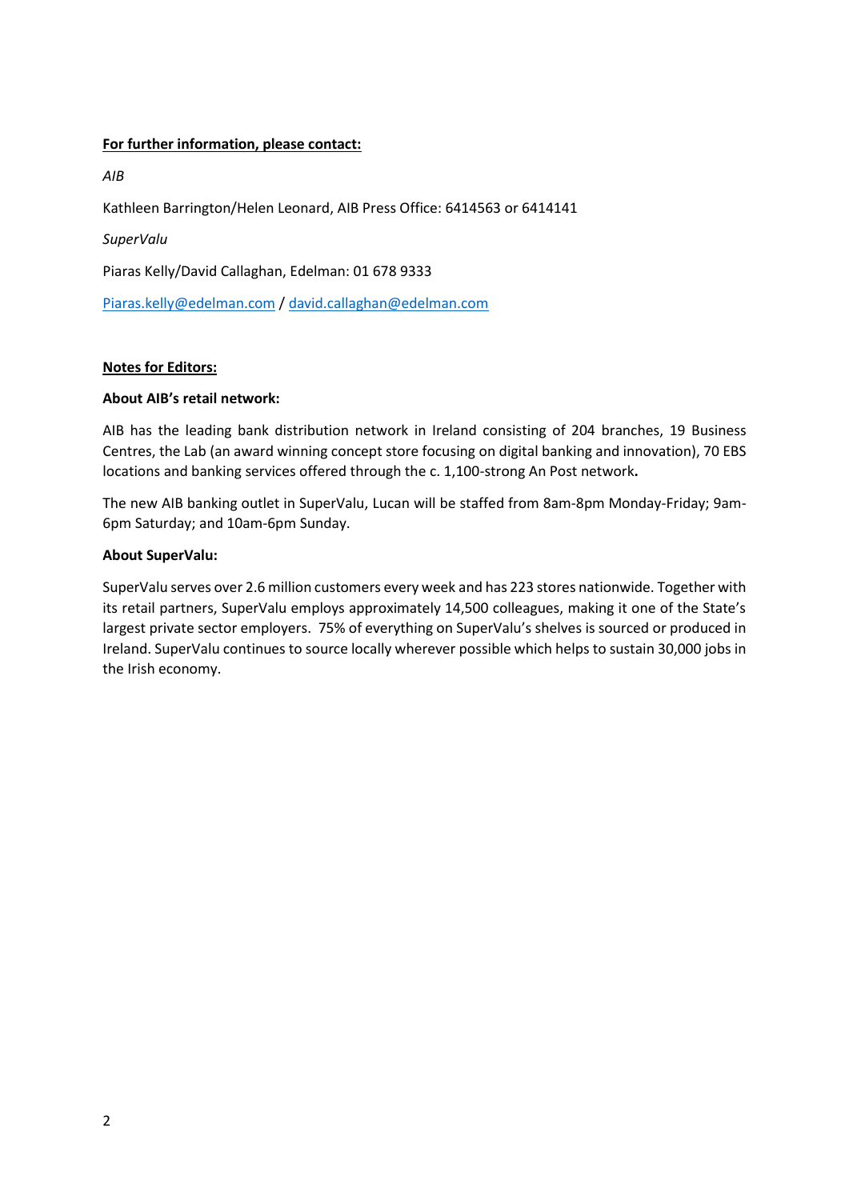**<u>For further information, please contact:</u>**

*AIB*

Kathleen Barrington/Helen Leonard, AIB Press Office: 6414563 or 6414141

*SuperValu*

Piaras Kelly/David Callaghan, Edelman: 01 678 9333

Piaras.kelly@edelman.com / david.callaghan@edelman.com

**<u>Notes for Editors:</u>**

**About AIB's retail network:**

AIB has the leading bank distribution network in Ireland consisting of 204 branches, 19 Business Centres, the Lab (an award winning concept store focusing on digital banking and innovation), 70 EBS locations and banking services offered through the c. 1,100-strong An Post network**.**

The new AIB banking outlet in SuperValu, Lucan will be staffed from 8am-8pm Monday-Friday; 9am-6pm Saturday; and 10am-6pm Sunday.

**About SuperValu:**

SuperValu serves over 2.6 million customers every week and has 223 stores nationwide. Together with its retail partners, SuperValu employs approximately 14,500 colleagues, making it one of the State's largest private sector employers. 75% of everything on SuperValu's shelves is sourced or produced in Ireland. SuperValu continues to source locally wherever possible which helps to sustain 30,000 jobs in the Irish economy.